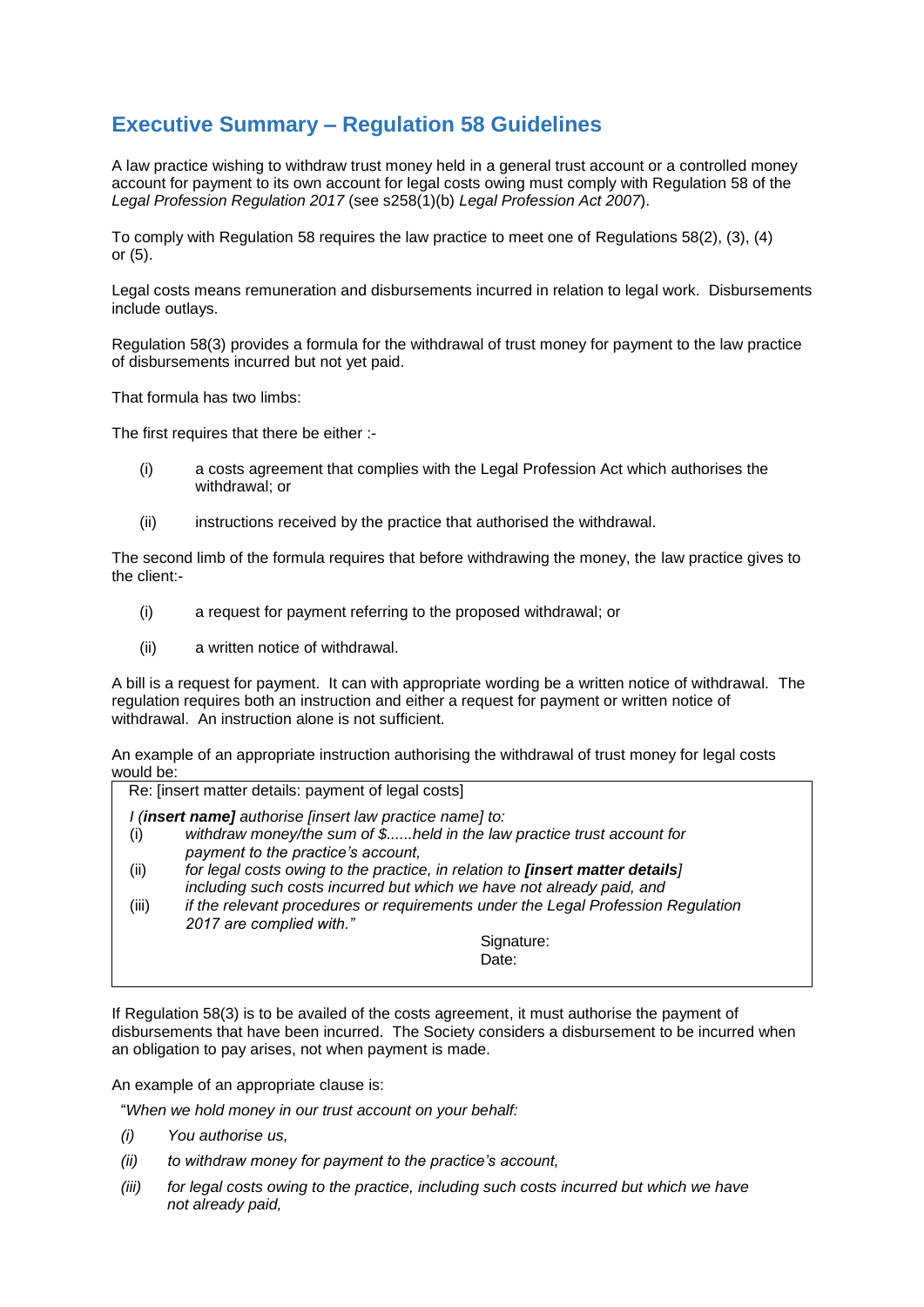## Executive Summary – Regulation 58 Guidelines

A law practice wishing to withdraw trust money held in a general trust account or a controlled money account for payment to its own account for legal costs owing must comply with Regulation 58 of the *Legal Profession Regulation 2017* (see s258(1)(b) *Legal Profession Act 2007*).

To comply with Regulation 58 requires the law practice to meet one of Regulations 58(2), (3), (4) or (5).

Legal costs means remuneration and disbursements incurred in relation to legal work. Disbursements include outlays.

Regulation 58(3) provides a formula for the withdrawal of trust money for payment to the law practice of disbursements incurred but not yet paid.

That formula has two limbs:

The first requires that there be either :-

- (i) a costs agreement that complies with the Legal Profession Act which authorises the withdrawal; or
- (ii) instructions received by the practice that authorised the withdrawal.

The second limb of the formula requires that before withdrawing the money, the law practice gives to the client:-

- (i) a request for payment referring to the proposed withdrawal; or
- (ii) a written notice of withdrawal.

A bill is a request for payment. It can with appropriate wording be a written notice of withdrawal. The regulation requires both an instruction and either a request for payment or written notice of withdrawal. An instruction alone is not sufficient.

An example of an appropriate instruction authorising the withdrawal of trust money for legal costs would be:

> Re: [insert matter details: payment of legal costs]
>
> *I (**insert name]** authorise [insert law practice name] to:*
>
> (i) *withdraw money/the sum of $......held in the law practice trust account for payment to the practice's account,*
>
> (ii) *for legal costs owing to the practice, in relation to **[insert matter details**] including such costs incurred but which we have not already paid, and*
>
> (iii) *if the relevant procedures or requirements under the Legal Profession Regulation 2017 are complied with."*
>
> Signature:
>
> Date:

If Regulation 58(3) is to be availed of the costs agreement, it must authorise the payment of disbursements that have been incurred. The Society considers a disbursement to be incurred when an obligation to pay arises, not when payment is made.

An example of an appropriate clause is:

"*When we hold money in our trust account on your behalf:*

*(i) You authorise us,*

*(ii) to withdraw money for payment to the practice's account,*

*(iii) for legal costs owing to the practice, including such costs incurred but which we have not already paid,*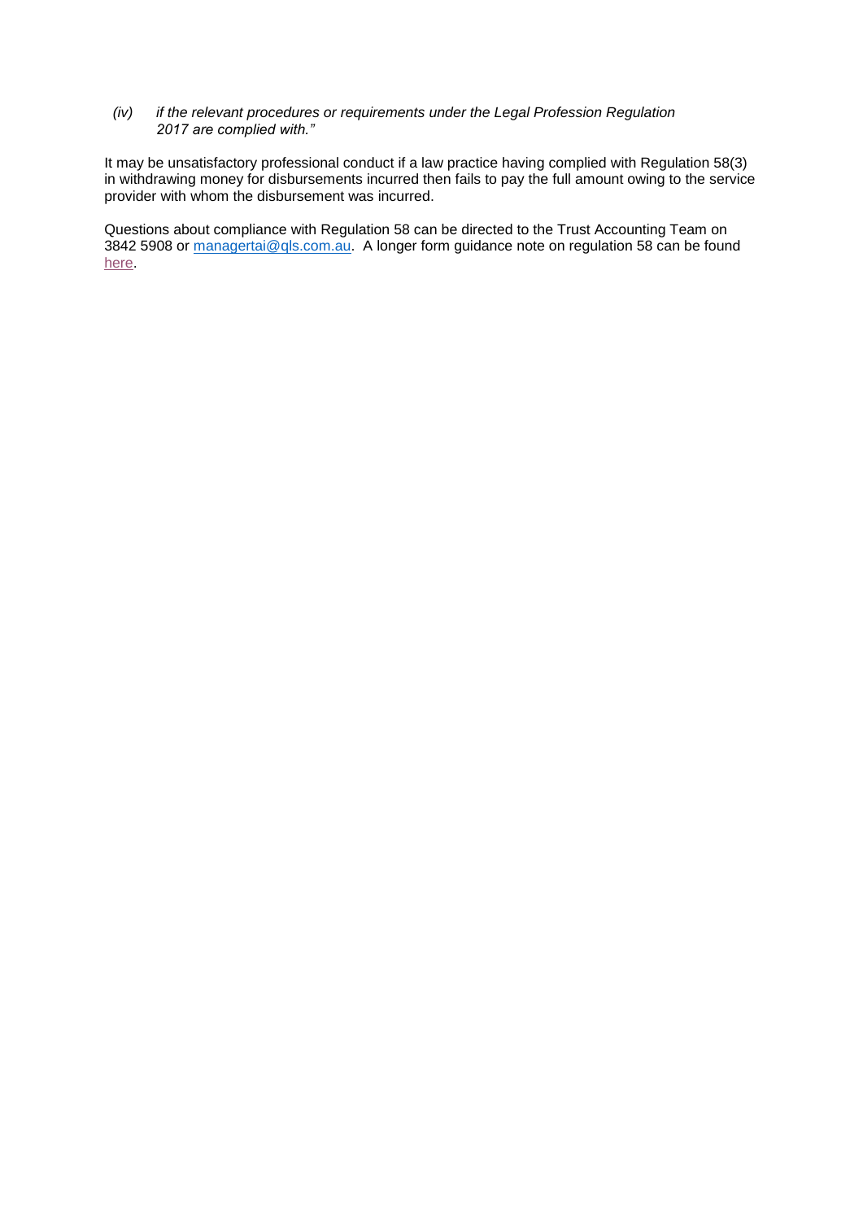*(iv) if the relevant procedures or requirements under the Legal Profession Regulation 2017 are complied with."*

It may be unsatisfactory professional conduct if a law practice having complied with Regulation 58(3) in withdrawing money for disbursements incurred then fails to pay the full amount owing to the service provider with whom the disbursement was incurred.

Questions about compliance with Regulation 58 can be directed to the Trust Accounting Team on 3842 5908 or managertai@qls.com.au. A longer form guidance note on regulation 58 can be found here.